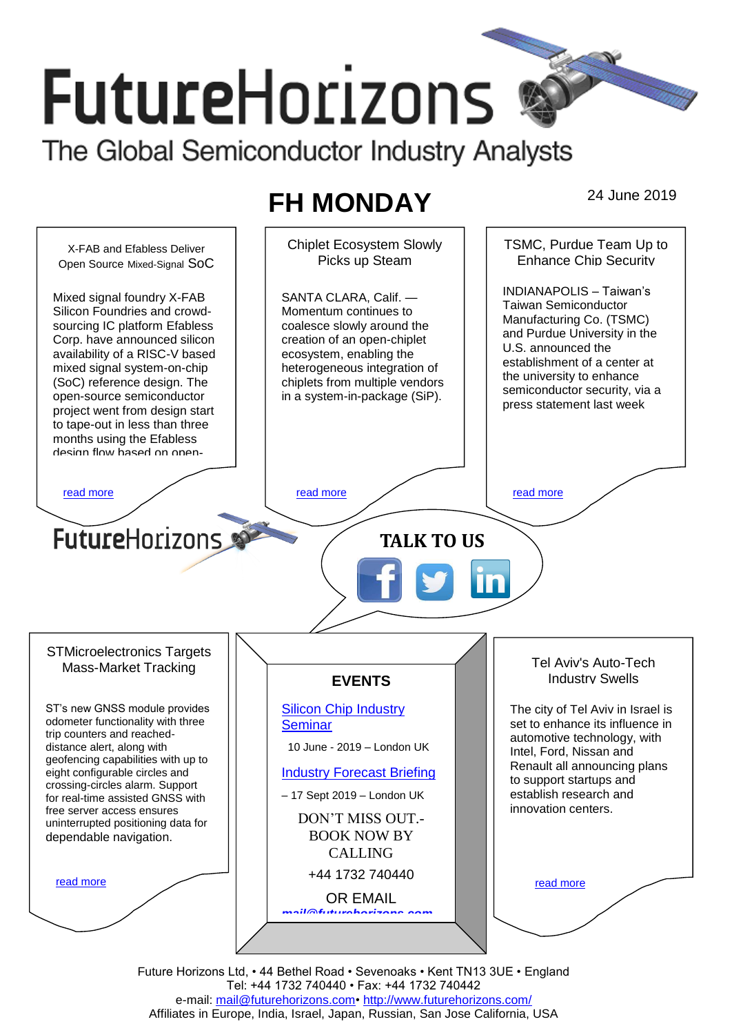# FutureHorizons

The Global Semiconductor Industry Analysts

## FH MONDAY

24 June 2019

### X-FAB and Efabless Deliver Open Source Mixed-Signal SoC

Mixed signal foundry X-FAB Silicon Foundries and crowd-sourcing IC platform Efabless Corp. have announced silicon availability of a RISC-V based mixed signal system-on-chip (SoC) reference design. The open-source semiconductor project went from design start to tape-out in less than three months using the Efabless design flow based on open-

read more

### Chiplet Ecosystem Slowly Picks up Steam

SANTA CLARA, Calif. — Momentum continues to coalesce slowly around the creation of an open-chiplet ecosystem, enabling the heterogeneous integration of chiplets from multiple vendors in a system-in-package (SiP).

read more

### TSMC, Purdue Team Up to Enhance Chip Security

INDIANAPOLIS – Taiwan's Taiwan Semiconductor Manufacturing Co. (TSMC) and Purdue University in the U.S. announced the establishment of a center at the university to enhance semiconductor security, via a press statement last week

read more

FutureHorizons

**TALK TO US**

### STMicroelectronics Targets Mass-Market Tracking

ST's new GNSS module provides odometer functionality with three trip counters and reached-distance alert, along with geofencing capabilities with up to eight configurable circles and crossing-circles alarm. Support for real-time assisted GNSS with free server access ensures uninterrupted positioning data for dependable navigation.

read more

### EVENTS

Silicon Chip Industry Seminar

10 June - 2019 – London UK

Industry Forecast Briefing

– 17 Sept 2019 – London UK

DON'T MISS OUT.- BOOK NOW BY CALLING

+44 1732 740440

OR EMAIL

mail@futurehorizons.com

### Tel Aviv's Auto-Tech Industry Swells

The city of Tel Aviv in Israel is set to enhance its influence in automotive technology, with Intel, Ford, Nissan and Renault all announcing plans to support startups and establish research and innovation centers.

read more

Future Horizons Ltd, • 44 Bethel Road • Sevenoaks • Kent TN13 3UE • England
Tel: +44 1732 740440 • Fax: +44 1732 740442
e-mail: mail@futurehorizons.com• http://www.futurehorizons.com/
Affiliates in Europe, India, Israel, Japan, Russian, San Jose California, USA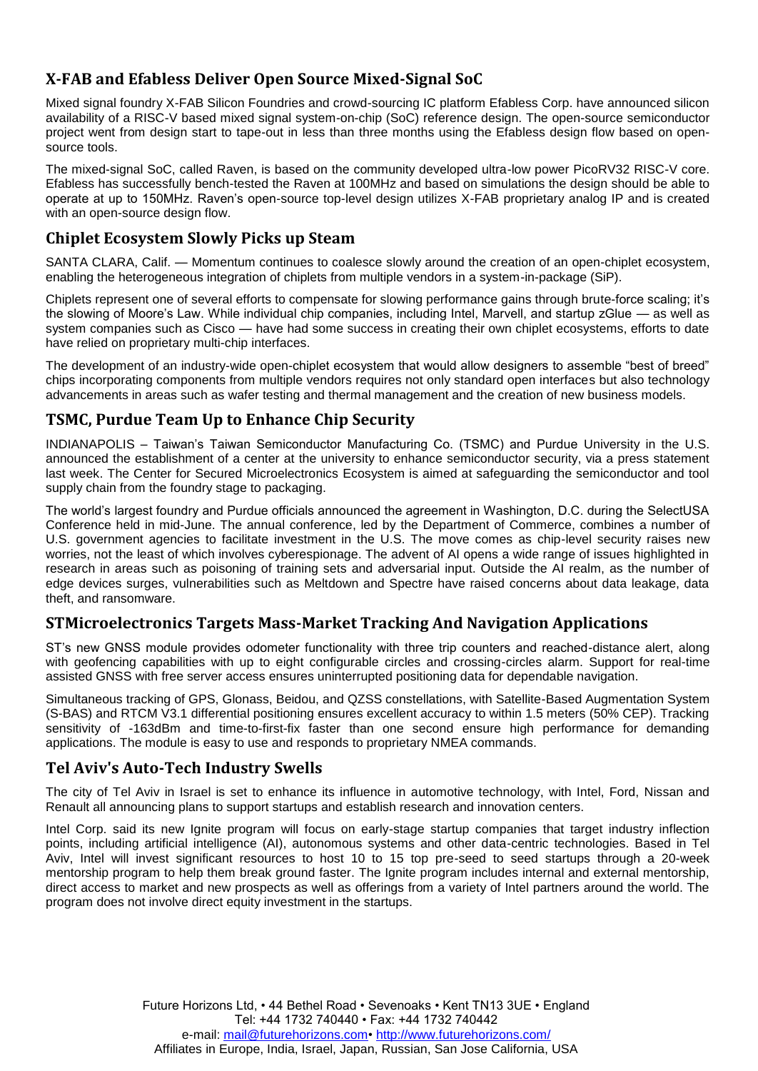## X-FAB and Efabless Deliver Open Source Mixed-Signal SoC

Mixed signal foundry X-FAB Silicon Foundries and crowd-sourcing IC platform Efabless Corp. have announced silicon availability of a RISC-V based mixed signal system-on-chip (SoC) reference design. The open-source semiconductor project went from design start to tape-out in less than three months using the Efabless design flow based on open-source tools.

The mixed-signal SoC, called Raven, is based on the community developed ultra-low power PicoRV32 RISC-V core. Efabless has successfully bench-tested the Raven at 100MHz and based on simulations the design should be able to operate at up to 150MHz. Raven's open-source top-level design utilizes X-FAB proprietary analog IP and is created with an open-source design flow.

## Chiplet Ecosystem Slowly Picks up Steam

SANTA CLARA, Calif. — Momentum continues to coalesce slowly around the creation of an open-chiplet ecosystem, enabling the heterogeneous integration of chiplets from multiple vendors in a system-in-package (SiP).

Chiplets represent one of several efforts to compensate for slowing performance gains through brute-force scaling; it's the slowing of Moore's Law. While individual chip companies, including Intel, Marvell, and startup zGlue — as well as system companies such as Cisco — have had some success in creating their own chiplet ecosystems, efforts to date have relied on proprietary multi-chip interfaces.

The development of an industry-wide open-chiplet ecosystem that would allow designers to assemble "best of breed" chips incorporating components from multiple vendors requires not only standard open interfaces but also technology advancements in areas such as wafer testing and thermal management and the creation of new business models.

## TSMC, Purdue Team Up to Enhance Chip Security

INDIANAPOLIS – Taiwan's Taiwan Semiconductor Manufacturing Co. (TSMC) and Purdue University in the U.S. announced the establishment of a center at the university to enhance semiconductor security, via a press statement last week. The Center for Secured Microelectronics Ecosystem is aimed at safeguarding the semiconductor and tool supply chain from the foundry stage to packaging.

The world's largest foundry and Purdue officials announced the agreement in Washington, D.C. during the SelectUSA Conference held in mid-June. The annual conference, led by the Department of Commerce, combines a number of U.S. government agencies to facilitate investment in the U.S. The move comes as chip-level security raises new worries, not the least of which involves cyberespionage. The advent of AI opens a wide range of issues highlighted in research in areas such as poisoning of training sets and adversarial input. Outside the AI realm, as the number of edge devices surges, vulnerabilities such as Meltdown and Spectre have raised concerns about data leakage, data theft, and ransomware.

## STMicroelectronics Targets Mass-Market Tracking And Navigation Applications

ST's new GNSS module provides odometer functionality with three trip counters and reached-distance alert, along with geofencing capabilities with up to eight configurable circles and crossing-circles alarm. Support for real-time assisted GNSS with free server access ensures uninterrupted positioning data for dependable navigation.

Simultaneous tracking of GPS, Glonass, Beidou, and QZSS constellations, with Satellite-Based Augmentation System (S-BAS) and RTCM V3.1 differential positioning ensures excellent accuracy to within 1.5 meters (50% CEP). Tracking sensitivity of -163dBm and time-to-first-fix faster than one second ensure high performance for demanding applications. The module is easy to use and responds to proprietary NMEA commands.

## Tel Aviv's Auto-Tech Industry Swells

The city of Tel Aviv in Israel is set to enhance its influence in automotive technology, with Intel, Ford, Nissan and Renault all announcing plans to support startups and establish research and innovation centers.

Intel Corp. said its new Ignite program will focus on early-stage startup companies that target industry inflection points, including artificial intelligence (AI), autonomous systems and other data-centric technologies. Based in Tel Aviv, Intel will invest significant resources to host 10 to 15 top pre-seed to seed startups through a 20-week mentorship program to help them break ground faster. The Ignite program includes internal and external mentorship, direct access to market and new prospects as well as offerings from a variety of Intel partners around the world. The program does not involve direct equity investment in the startups.